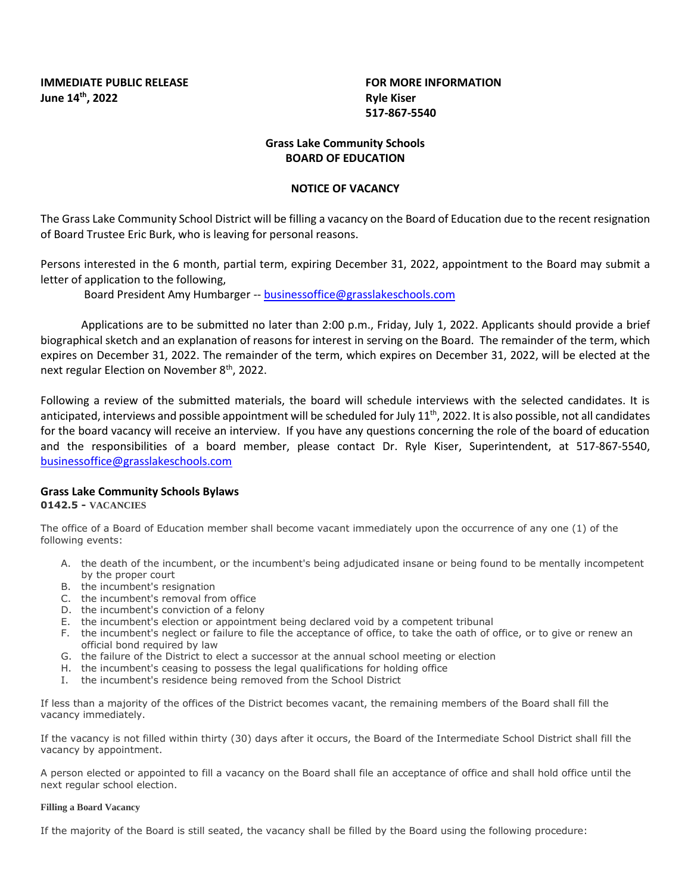**IMMEDIATE PUBLIC RELEASE**
**June 14th, 2022**

**FOR MORE INFORMATION**
**Ryle Kiser**
**517-867-5540**

## Grass Lake Community Schools
## BOARD OF EDUCATION

### NOTICE OF VACANCY

The Grass Lake Community School District will be filling a vacancy on the Board of Education due to the recent resignation of Board Trustee Eric Burk, who is leaving for personal reasons.

Persons interested in the 6 month, partial term, expiring December 31, 2022, appointment to the Board may submit a letter of application to the following,

Board President Amy Humbarger -- businessoffice@grasslakeschools.com

Applications are to be submitted no later than 2:00 p.m., Friday, July 1, 2022. Applicants should provide a brief biographical sketch and an explanation of reasons for interest in serving on the Board. The remainder of the term, which expires on December 31, 2022. The remainder of the term, which expires on December 31, 2022, will be elected at the next regular Election on November 8th, 2022.

Following a review of the submitted materials, the board will schedule interviews with the selected candidates. It is anticipated, interviews and possible appointment will be scheduled for July 11th, 2022. It is also possible, not all candidates for the board vacancy will receive an interview. If you have any questions concerning the role of the board of education and the responsibilities of a board member, please contact Dr. Ryle Kiser, Superintendent, at 517-867-5540, businessoffice@grasslakeschools.com

### Grass Lake Community Schools Bylaws

**0142.5 - VACANCIES**

The office of a Board of Education member shall become vacant immediately upon the occurrence of any one (1) of the following events:

A. the death of the incumbent, or the incumbent's being adjudicated insane or being found to be mentally incompetent by the proper court
B. the incumbent's resignation
C. the incumbent's removal from office
D. the incumbent's conviction of a felony
E. the incumbent's election or appointment being declared void by a competent tribunal
F. the incumbent's neglect or failure to file the acceptance of office, to take the oath of office, or to give or renew an official bond required by law
G. the failure of the District to elect a successor at the annual school meeting or election
H. the incumbent's ceasing to possess the legal qualifications for holding office
I. the incumbent's residence being removed from the School District

If less than a majority of the offices of the District becomes vacant, the remaining members of the Board shall fill the vacancy immediately.

If the vacancy is not filled within thirty (30) days after it occurs, the Board of the Intermediate School District shall fill the vacancy by appointment.

A person elected or appointed to fill a vacancy on the Board shall file an acceptance of office and shall hold office until the next regular school election.

**Filling a Board Vacancy**

If the majority of the Board is still seated, the vacancy shall be filled by the Board using the following procedure: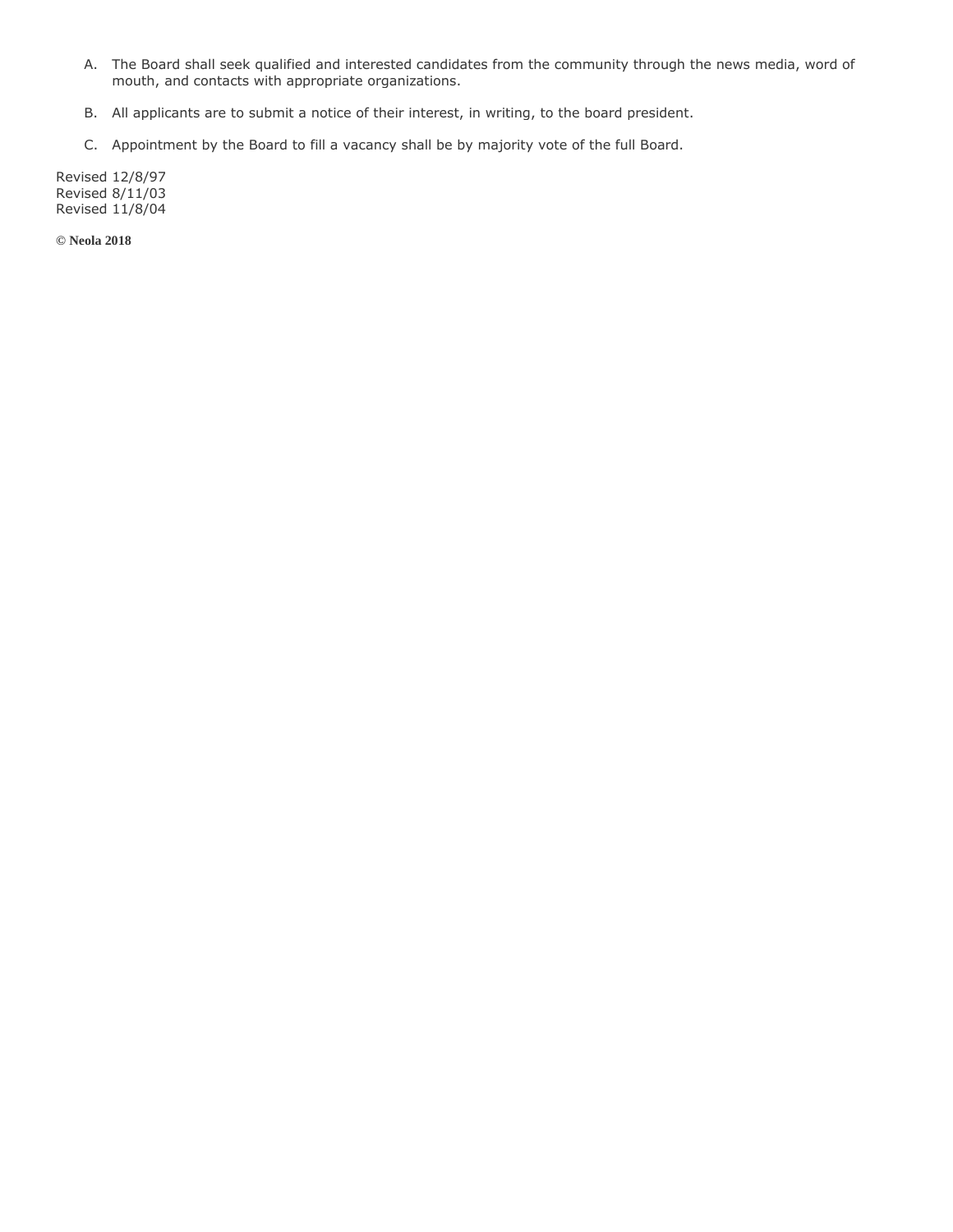A. The Board shall seek qualified and interested candidates from the community through the news media, word of mouth, and contacts with appropriate organizations.

B. All applicants are to submit a notice of their interest, in writing, to the board president.

C. Appointment by the Board to fill a vacancy shall be by majority vote of the full Board.

Revised 12/8/97
Revised 8/11/03
Revised 11/8/04

**© Neola 2018**